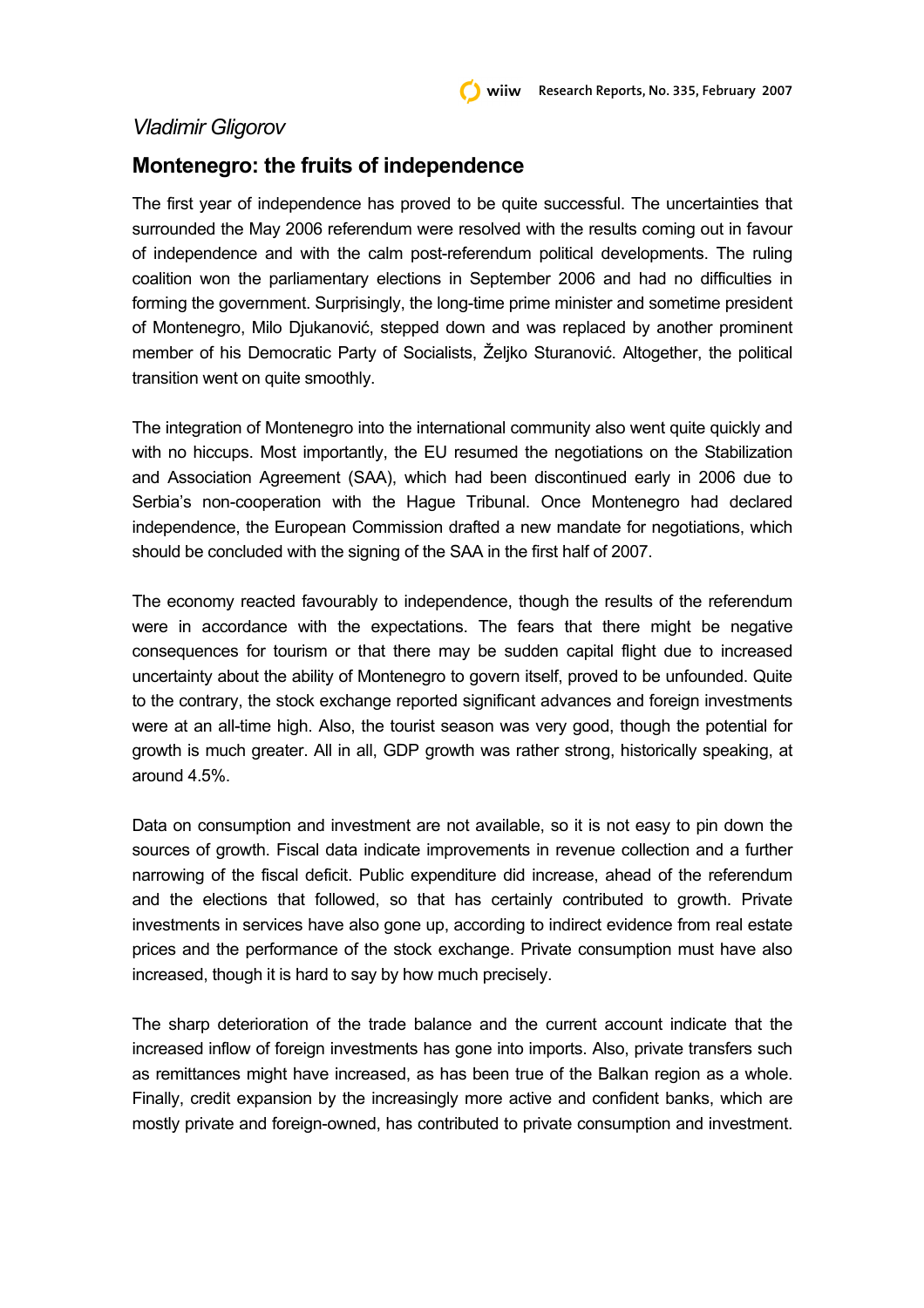*Vladimir Gligorov*

## Montenegro: the fruits of independence

The first year of independence has proved to be quite successful. The uncertainties that surrounded the May 2006 referendum were resolved with the results coming out in favour of independence and with the calm post-referendum political developments. The ruling coalition won the parliamentary elections in September 2006 and had no difficulties in forming the government. Surprisingly, the long-time prime minister and sometime president of Montenegro, Milo Djukanović, stepped down and was replaced by another prominent member of his Democratic Party of Socialists, Željko Sturanović. Altogether, the political transition went on quite smoothly.

The integration of Montenegro into the international community also went quite quickly and with no hiccups. Most importantly, the EU resumed the negotiations on the Stabilization and Association Agreement (SAA), which had been discontinued early in 2006 due to Serbia's non-cooperation with the Hague Tribunal. Once Montenegro had declared independence, the European Commission drafted a new mandate for negotiations, which should be concluded with the signing of the SAA in the first half of 2007.

The economy reacted favourably to independence, though the results of the referendum were in accordance with the expectations. The fears that there might be negative consequences for tourism or that there may be sudden capital flight due to increased uncertainty about the ability of Montenegro to govern itself, proved to be unfounded. Quite to the contrary, the stock exchange reported significant advances and foreign investments were at an all-time high. Also, the tourist season was very good, though the potential for growth is much greater. All in all, GDP growth was rather strong, historically speaking, at around 4.5%.

Data on consumption and investment are not available, so it is not easy to pin down the sources of growth. Fiscal data indicate improvements in revenue collection and a further narrowing of the fiscal deficit. Public expenditure did increase, ahead of the referendum and the elections that followed, so that has certainly contributed to growth. Private investments in services have also gone up, according to indirect evidence from real estate prices and the performance of the stock exchange. Private consumption must have also increased, though it is hard to say by how much precisely.

The sharp deterioration of the trade balance and the current account indicate that the increased inflow of foreign investments has gone into imports. Also, private transfers such as remittances might have increased, as has been true of the Balkan region as a whole. Finally, credit expansion by the increasingly more active and confident banks, which are mostly private and foreign-owned, has contributed to private consumption and investment.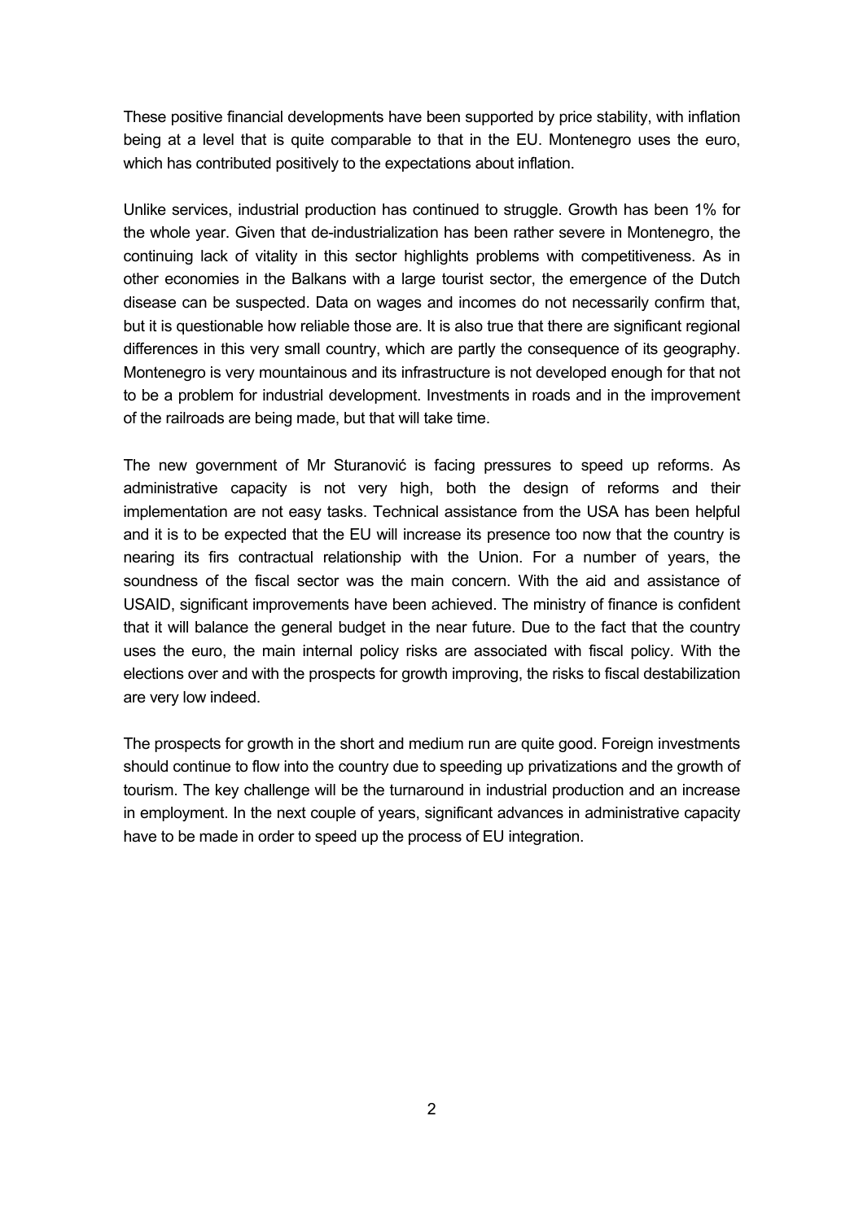These positive financial developments have been supported by price stability, with inflation being at a level that is quite comparable to that in the EU. Montenegro uses the euro, which has contributed positively to the expectations about inflation.

Unlike services, industrial production has continued to struggle. Growth has been 1% for the whole year. Given that de-industrialization has been rather severe in Montenegro, the continuing lack of vitality in this sector highlights problems with competitiveness. As in other economies in the Balkans with a large tourist sector, the emergence of the Dutch disease can be suspected. Data on wages and incomes do not necessarily confirm that, but it is questionable how reliable those are. It is also true that there are significant regional differences in this very small country, which are partly the consequence of its geography. Montenegro is very mountainous and its infrastructure is not developed enough for that not to be a problem for industrial development. Investments in roads and in the improvement of the railroads are being made, but that will take time.

The new government of Mr Sturanović is facing pressures to speed up reforms. As administrative capacity is not very high, both the design of reforms and their implementation are not easy tasks. Technical assistance from the USA has been helpful and it is to be expected that the EU will increase its presence too now that the country is nearing its firs contractual relationship with the Union. For a number of years, the soundness of the fiscal sector was the main concern. With the aid and assistance of USAID, significant improvements have been achieved. The ministry of finance is confident that it will balance the general budget in the near future. Due to the fact that the country uses the euro, the main internal policy risks are associated with fiscal policy. With the elections over and with the prospects for growth improving, the risks to fiscal destabilization are very low indeed.

The prospects for growth in the short and medium run are quite good. Foreign investments should continue to flow into the country due to speeding up privatizations and the growth of tourism. The key challenge will be the turnaround in industrial production and an increase in employment. In the next couple of years, significant advances in administrative capacity have to be made in order to speed up the process of EU integration.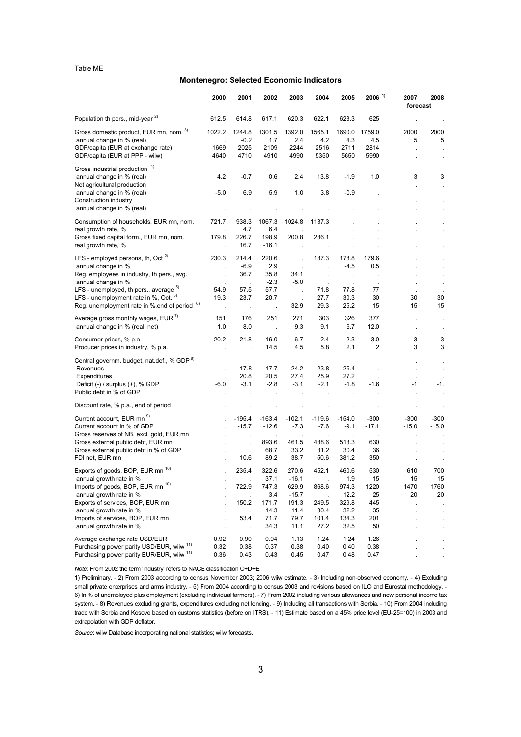Table ME

## Montenegro: Selected Economic Indicators

| | 2000 | 2001 | 2002 | 2003 | 2004 | 2005 | 2006 [1] | 2007 forecast | 2008 |
|---|---|---|---|---|---|---|---|---|---|
| Population th pers., mid-year [2] | 612.5 | 614.8 | 617.1 | 620.3 | 622.1 | 623.3 | 625 | . | . |
| Gross domestic product, EUR mn, nom. [3] | 1022.2 | 1244.8 | 1301.5 | 1392.0 | 1565.1 | 1690.0 | 1759.0 | 2000 | 2000 |
| annual change in % (real) | . | -0.2 | 1.7 | 2.4 | 4.2 | 4.3 | 4.5 | 5 | 5 |
| GDP/capita (EUR at exchange rate) | 1669 | 2025 | 2109 | 2244 | 2516 | 2711 | 2814 | . | . |
| GDP/capita (EUR at PPP - wiiw) | 4640 | 4710 | 4910 | 4990 | 5350 | 5650 | 5990 | . | . |
| Gross industrial production [4] | | | | | | | | | |
| annual change in % (real) | 4.2 | -0.7 | 0.6 | 2.4 | 13.8 | -1.9 | 1.0 | 3 | 3 |
| Net agricultural production | | | | | | | | . | . |
| annual change in % (real) | -5.0 | 6.9 | 5.9 | 1.0 | 3.8 | -0.9 | . | | |
| Construction industry | | | | | | | | . | . |
| annual change in % (real) | . | . | . | . | . | . | . | . | . |
| Consumption of households, EUR mn, nom. | 721.7 | 938.3 | 1067.3 | 1024.8 | 1137.3 | . | . | . | . |
| real growth rate, % | . | 4.7 | 6.4 | . | . | . | . | . | . |
| Gross fixed capital form., EUR mn, nom. | 179.8 | 226.7 | 198.9 | 200.8 | 286.1 | . | . | | |
| real growth rate, % | . | 16.7 | -16.1 | . | . | . | . | . | . |
| LFS - employed persons, th, Oct [5] | 230.3 | 214.4 | 220.6 | . | 187.3 | 178.8 | 179.6 | . | . |
| annual change in % | . | -6.9 | 2.9 | . | . | -4.5 | 0.5 | . | . |
| Reg. employees in industry, th pers., avg. | . | 36.7 | 35.8 | 34.1 | . | . | . | . | . |
| annual change in % | . | . | -2.3 | -5.0 | . | . | . | . | . |
| LFS - unemployed, th pers., average [5] | 54.9 | 57.5 | 57.7 | . | 71.8 | 77.8 | 77 | . | . |
| LFS - unemployment rate in %, Oct. [5] | 19.3 | 23.7 | 20.7 | . | 27.7 | 30.3 | 30 | 30 | 30 |
| Reg. unemployment rate in %,end of period [6] | . | . | . | 32.9 | 29.3 | 25.2 | 15 | 15 | 15 |
| Average gross monthly wages, EUR [7] | 151 | 176 | 251 | 271 | 303 | 326 | 377 | . | . |
| annual change in % (real, net) | 1.0 | 8.0 | . | 9.3 | 9.1 | 6.7 | 12.0 | . | . |
| Consumer prices, % p.a. | 20.2 | 21.8 | 16.0 | 6.7 | 2.4 | 2.3 | 3.0 | 3 | 3 |
| Producer prices in industry, % p.a. | . | . | 14.5 | 4.5 | 5.8 | 2.1 | 2 | 3 | 3 |
| Central governm. budget, nat.def., % GDP [8] | | | | | | | | . | . |
| Revenues | . | 17.8 | 17.7 | 24.2 | 23.8 | 25.4 | . | . | . |
| Expenditures | . | 20.8 | 20.5 | 27.4 | 25.9 | 27.2 | . | . | . |
| Deficit (-) / surplus (+), % GDP | -6.0 | -3.1 | -2.8 | -3.1 | -2.1 | -1.8 | -1.6 | -1 | -1. |
| Public debt in % of GDP | . | . | . | . | . | . | . | . | . |
| Discount rate, % p.a., end of period | . | . | . | . | . | . | . | . | . |
| Current account, EUR mn [9] | . | -195.4 | -163.4 | -102.1 | -119.6 | -154.0 | -300 | -300 | -300 |
| Current account in % of GDP | . | -15.7 | -12.6 | -7.3 | -7.6 | -9.1 | -17.1 | -15.0 | -15.0 |
| Gross reserves of NB, excl. gold, EUR mn | . | . | . | . | . | . | . | . | . |
| Gross external public debt, EUR mn | . | . | 893.6 | 461.5 | 488.6 | 513.3 | 630 | . | . |
| Gross external public debt in % of GDP | . | . | 68.7 | 33.2 | 31.2 | 30.4 | 36 | . | . |
| FDI net, EUR mn | . | 10.6 | 89.2 | 38.7 | 50.6 | 381.2 | 350 | . | . |
| Exports of goods, BOP, EUR mn [10] | . | 235.4 | 322.6 | 270.6 | 452.1 | 460.6 | 530 | 610 | 700 |
| annual growth rate in % | . | . | 37.1 | -16.1 | . | 1.9 | 15 | 15 | 15 |
| Imports of goods, BOP, EUR mn [10] | . | 722.9 | 747.3 | 629.9 | 868.6 | 974.3 | 1220 | 1470 | 1760 |
| annual growth rate in % | . | . | 3.4 | -15.7 | . | 12.2 | 25 | 20 | 20 |
| Exports of services, BOP, EUR mn | . | 150.2 | 171.7 | 191.3 | 249.5 | 329.8 | 445 | . | . |
| annual growth rate in % | . | . | 14.3 | 11.4 | 30.4 | 32.2 | 35 | . | . |
| Imports of services, BOP, EUR mn | . | 53.4 | 71.7 | 79.7 | 101.4 | 134.3 | 201 | . | . |
| annual growth rate in % | . | . | 34.3 | 11.1 | 27.2 | 32.5 | 50 | . | . |
| Average exchange rate USD/EUR | 0.92 | 0.90 | 0.94 | 1.13 | 1.24 | 1.24 | 1.26 | . | . |
| Purchasing power parity USD/EUR, wiiw [11] | 0.32 | 0.38 | 0.37 | 0.38 | 0.40 | 0.40 | 0.38 | . | . |
| Purchasing power parity EUR/EUR, wiiw [11] | 0.36 | 0.43 | 0.43 | 0.45 | 0.47 | 0.48 | 0.47 | . | . |

*Note*: From 2002 the term 'industry' refers to NACE classification C+D+E.

1) Preliminary. - 2) From 2003 according to census November 2003; 2006 wiiw estimate. - 3) Including non-observed economy. - 4) Excluding small private enterprises and arms industry. - 5) From 2004 according to census 2003 and revisions based on ILO and Eurostat methodology. - 6) In % of unemployed plus employment (excluding individual farmers). - 7) From 2002 including various allowances and new personal income tax system. - 8) Revenues excluding grants, expenditures excluding net lending. - 9) Including all transactions with Serbia. - 10) From 2004 including trade with Serbia and Kosovo based on customs statistics (before on ITRS). - 11) Estimate based on a 45% price level (EU-25=100) in 2003 and extrapolation with GDP deflator.

*Source*: wiiw Database incorporating national statistics; wiiw forecasts.